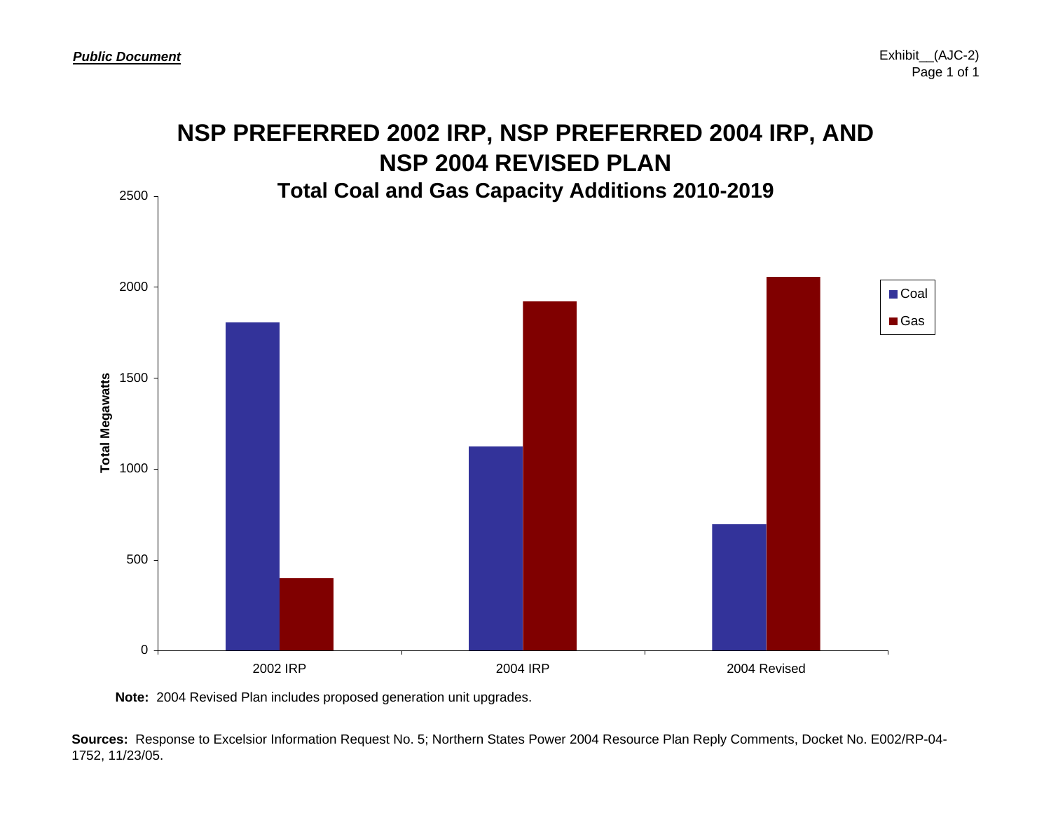*__Public Document__*

Exhibit__(AJC-2)
Page 1 of 1

# NSP PREFERRED 2002 IRP, NSP PREFERRED 2004 IRP, AND NSP 2004 REVISED PLAN

## Total Coal and Gas Capacity Additions 2010-2019

Total Megawatts

2500
2000
1500
1000
500
0

2002 IRP
2004 IRP
2004 Revised

Coal
Gas

**Note:** 2004 Revised Plan includes proposed generation unit upgrades.

**Sources:** Response to Excelsior Information Request No. 5; Northern States Power 2004 Resource Plan Reply Comments, Docket No. E002/RP-04-1752, 11/23/05.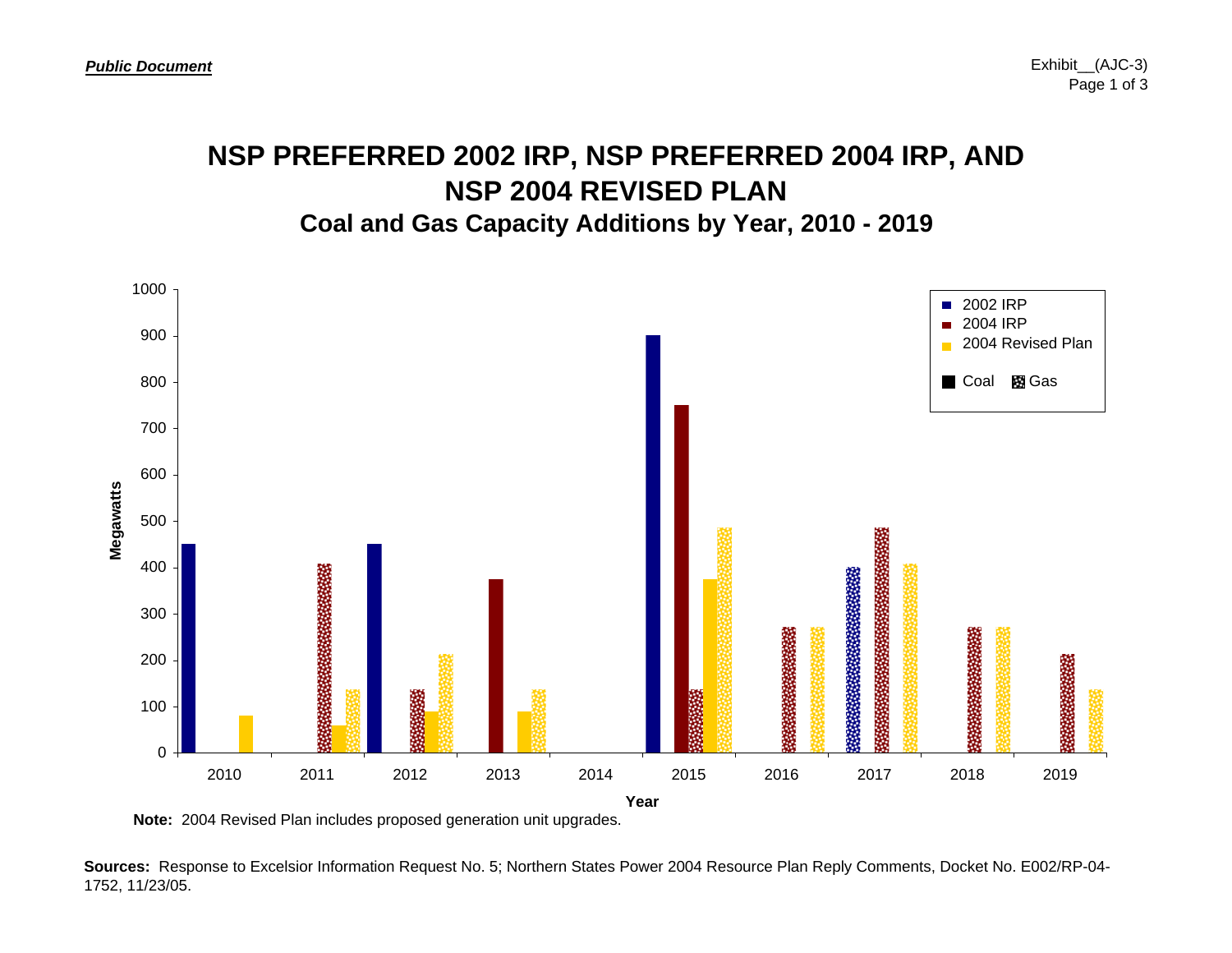*Public Document*

Exhibit__(AJC-3)

# NSP PREFERRED 2002 IRP, NSP PREFERRED 2004 IRP, AND NSP 2004 REVISED PLAN

## Coal and Gas Capacity Additions by Year, 2010 - 2019

Megawatts

2002 IRP
2004 IRP
2004 Revised Plan

Coal Gas

1000, 900, 800, 700, 600, 500, 400, 300, 200, 100, 0

2010 2011 2012 2013 2014 2015 2016 2017 2018 2019

Year

**Note:** 2004 Revised Plan includes proposed generation unit upgrades.

**Sources:** Response to Excelsior Information Request No. 5; Northern States Power 2004 Resource Plan Reply Comments, Docket No. E002/RP-04-1752, 11/23/05.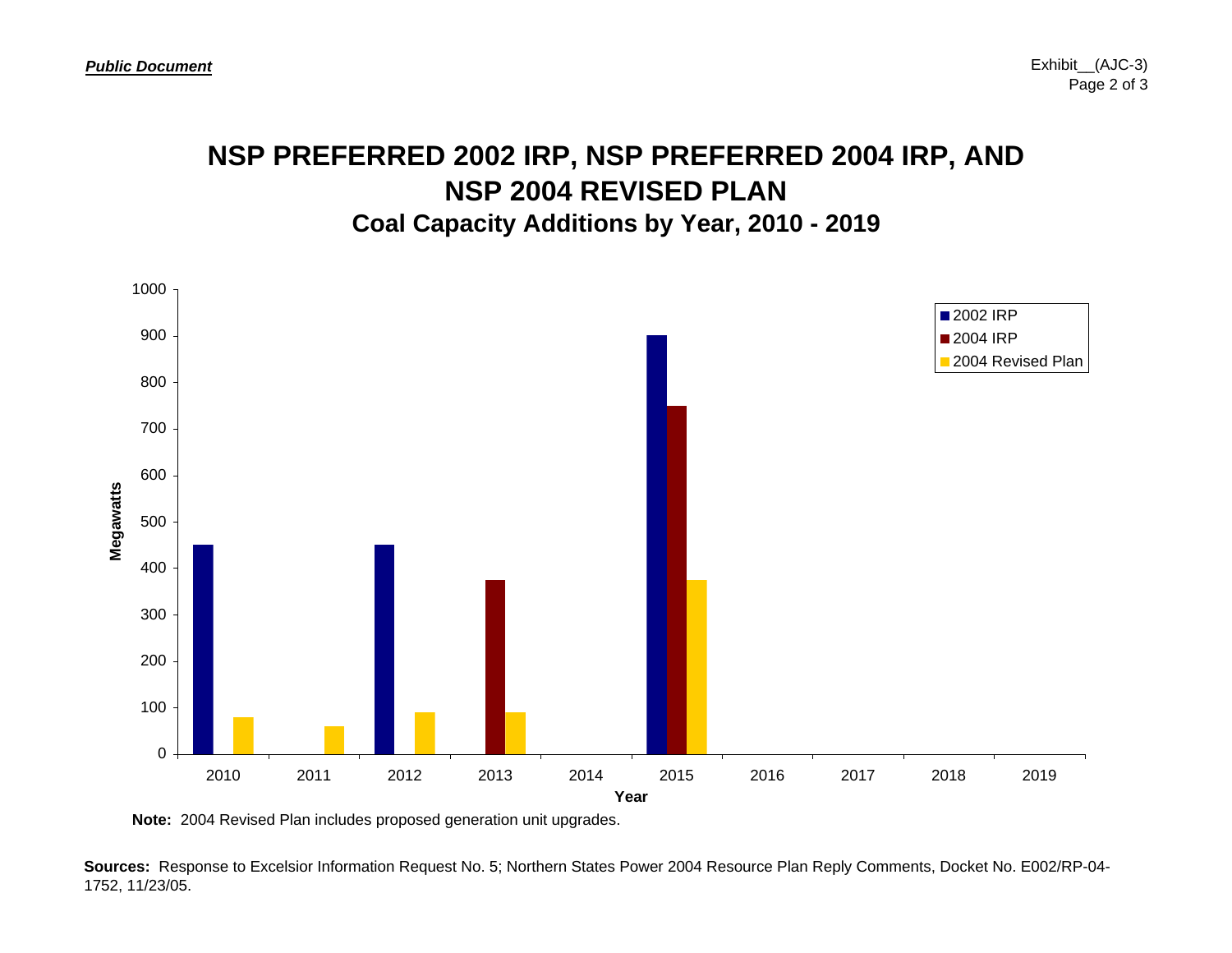*Public Document*

Exhibit__(AJC-3)
Page 2 of 3

# NSP PREFERRED 2002 IRP, NSP PREFERRED 2004 IRP, AND NSP 2004 REVISED PLAN

## Coal Capacity Additions by Year, 2010 - 2019

| Year | 2002 IRP | 2004 IRP | 2004 Revised Plan |
|---|---|---|---|
| 2010 | 450 | | 80 |
| 2011 | | | 60 |
| 2012 | 450 | | 90 |
| 2013 | | 375 | 90 |
| 2014 | | | |
| 2015 | 900 | 750 | 375 |
| 2016 | | | |
| 2017 | | | |
| 2018 | | | |
| 2019 | | | |

Megawatts

**Note:** 2004 Revised Plan includes proposed generation unit upgrades.

**Sources:** Response to Excelsior Information Request No. 5; Northern States Power 2004 Resource Plan Reply Comments, Docket No. E002/RP-04-1752, 11/23/05.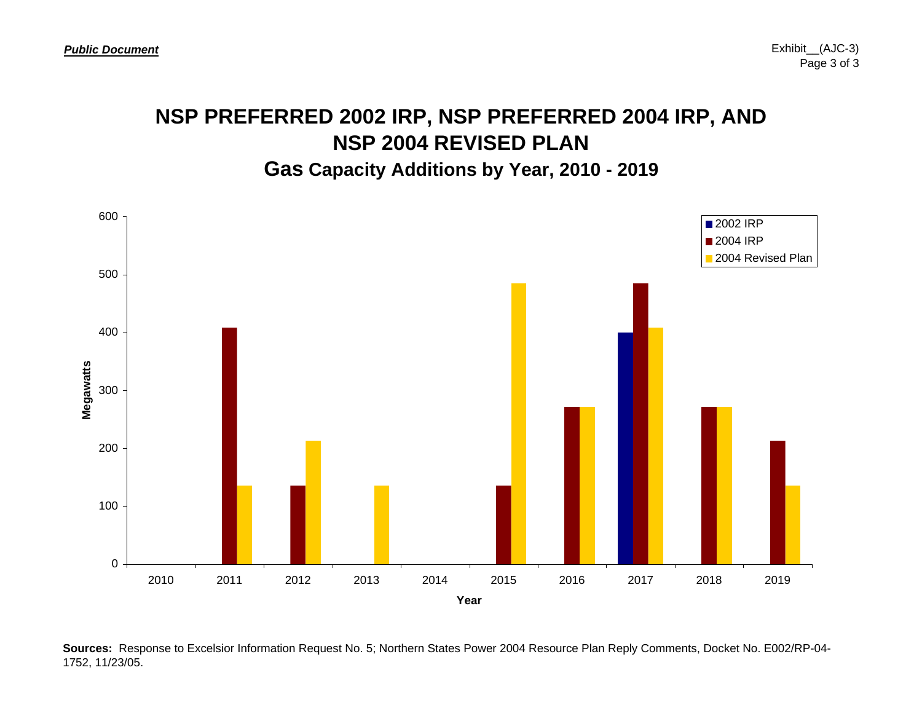*__Public Document__*

Exhibit__(AJC-3)
Page 3 of 3

# NSP PREFERRED 2002 IRP, NSP PREFERRED 2004 IRP, AND NSP 2004 REVISED PLAN

## Gas Capacity Additions by Year, 2010 - 2019

**Sources:** Response to Excelsior Information Request No. 5; Northern States Power 2004 Resource Plan Reply Comments, Docket No. E002/RP-04-1752, 11/23/05.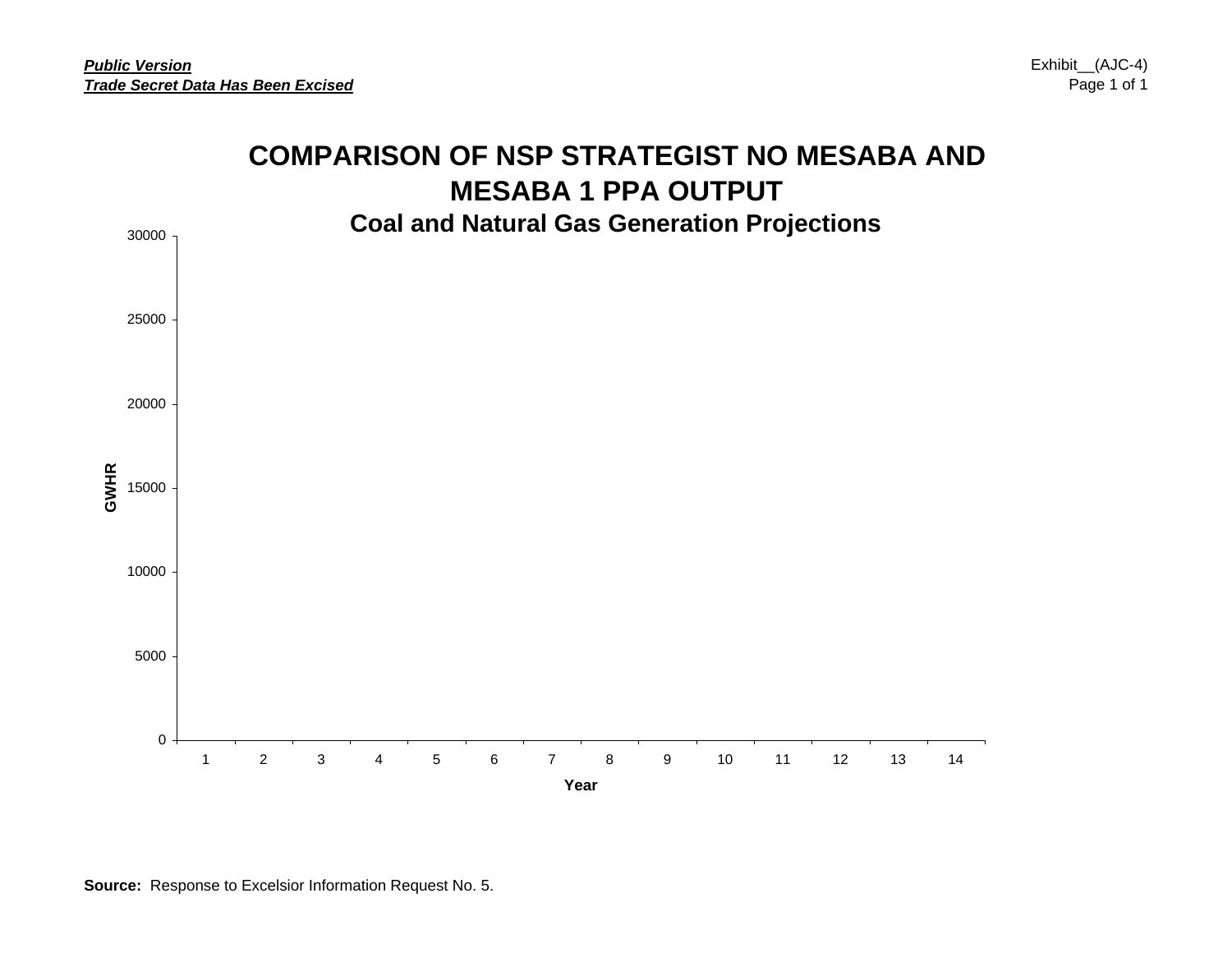*__Public Version__*
*__Trade Secret Data Has Been Excised__*

Exhibit__(AJC-4)
Page 1 of 1

# COMPARISON OF NSP STRATEGIST NO MESABA AND MESABA 1 PPA OUTPUT

## Coal and Natural Gas Generation Projections

GWHR: 0, 5000, 10000, 15000, 20000, 25000, 30000

Year: 1, 2, 3, 4, 5, 6, 7, 8, 9, 10, 11, 12, 13, 14

**Source:** Response to Excelsior Information Request No. 5.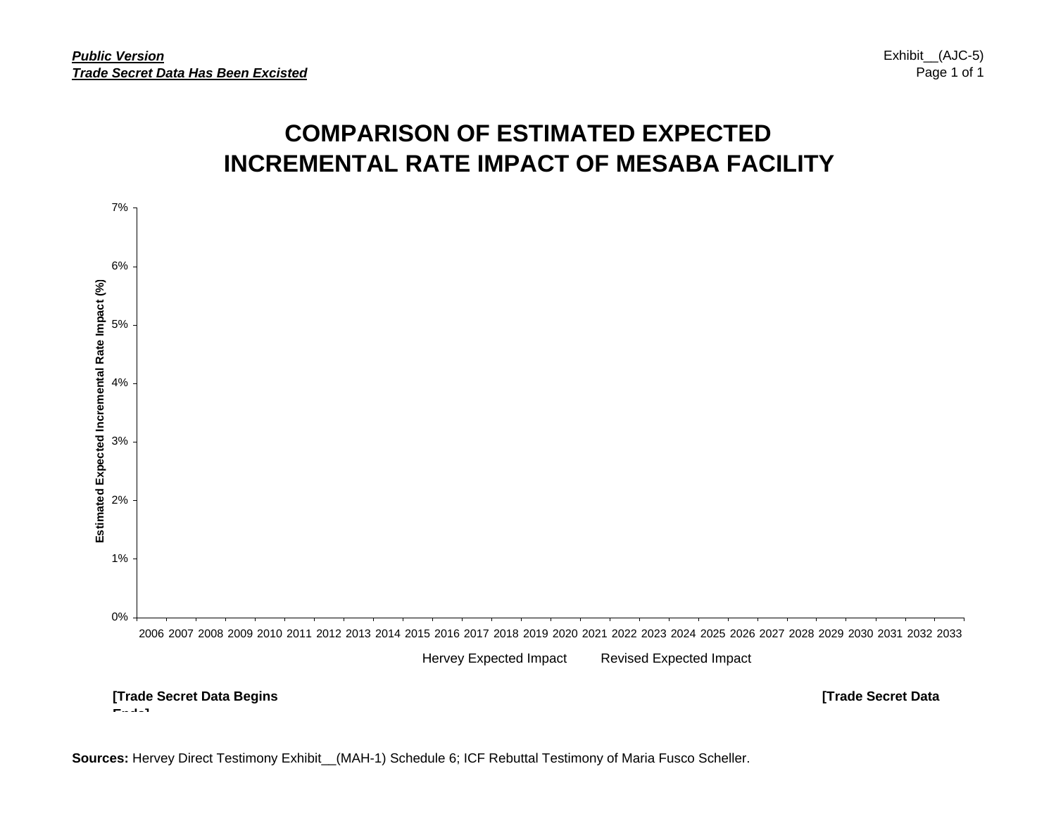*__Public Version__*
*__Trade Secret Data Has Been Excisted__*

Exhibit__(AJC-5)

# COMPARISON OF ESTIMATED EXPECTED INCREMENTAL RATE IMPACT OF MESABA FACILITY

Estimated Expected Incremental Rate Impact (%)

7%
6%
5%
4%
3%
2%
1%
0%

2006 2007 2008 2009 2010 2011 2012 2013 2014 2015 2016 2017 2018 2019 2020 2021 2022 2023 2024 2025 2026 2027 2028 2029 2030 2031 2032 2033

Hervey Expected Impact    Revised Expected Impact

**[Trade Secret Data Begins**

**[Trade Secret Data Ends]**

**Sources:** Hervey Direct Testimony Exhibit__(MAH-1) Schedule 6; ICF Rebuttal Testimony of Maria Fusco Scheller.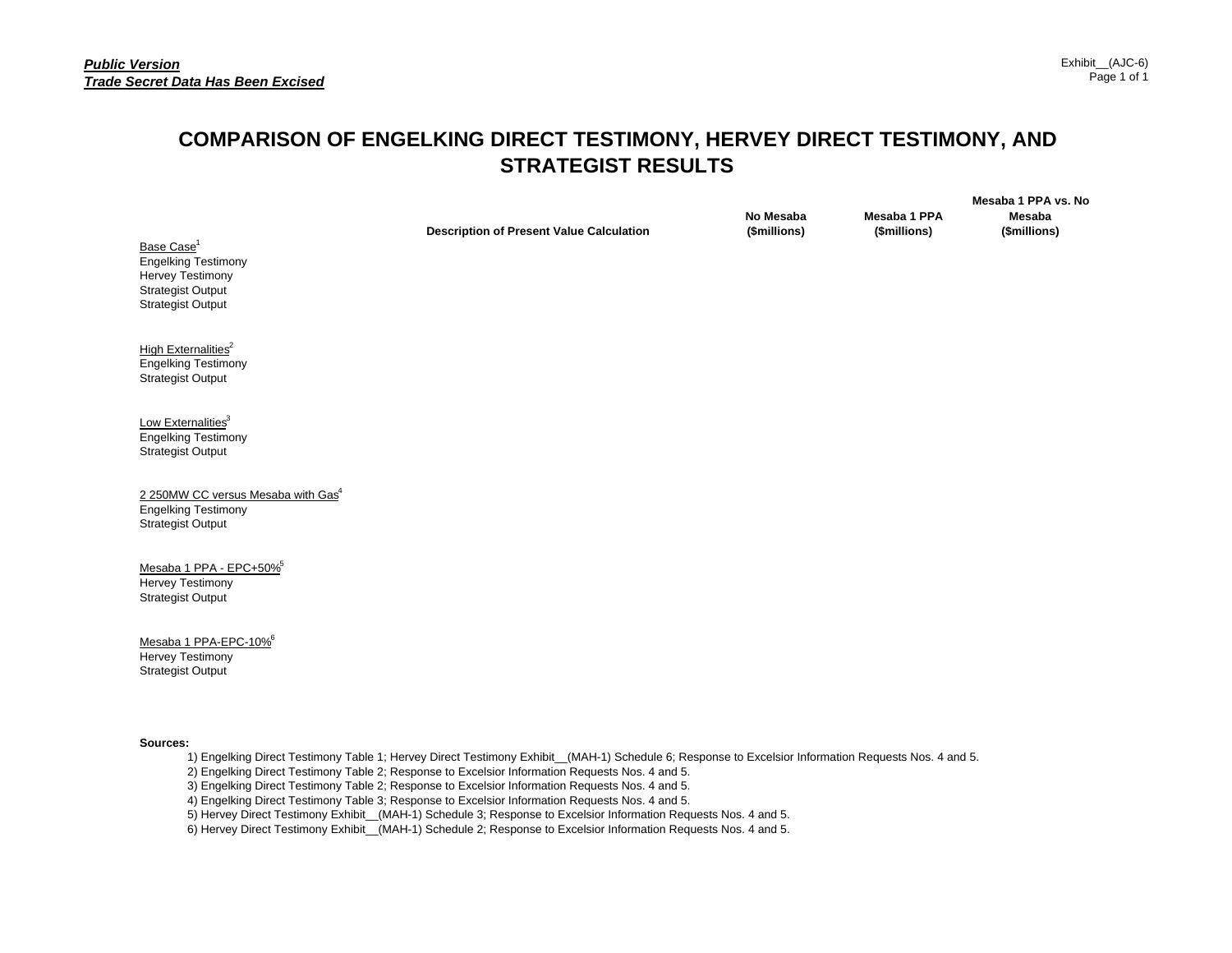*Public Version*
*Trade Secret Data Has Been Excised*

Exhibit__(AJC-6)

# COMPARISON OF ENGELKING DIRECT TESTIMONY, HERVEY DIRECT TESTIMONY, AND STRATEGIST RESULTS

| | Description of Present Value Calculation | No Mesaba ($millions) | Mesaba 1 PPA ($millions) | Mesaba 1 PPA vs. No Mesaba ($millions) |
|---|---|---|---|---|
| Base Case[1] | | | | |
| Engelking Testimony | | | | |
| Hervey Testimony | | | | |
| Strategist Output | | | | |
| Strategist Output | | | | |
| High Externalities[2] | | | | |
| Engelking Testimony | | | | |
| Strategist Output | | | | |
| Low Externalities[3] | | | | |
| Engelking Testimony | | | | |
| Strategist Output | | | | |
| 2 250MW CC versus Mesaba with Gas[4] | | | | |
| Engelking Testimony | | | | |
| Strategist Output | | | | |
| Mesaba 1 PPA - EPC+50%[5] | | | | |
| Hervey Testimony | | | | |
| Strategist Output | | | | |
| Mesaba 1 PPA-EPC-10%[6] | | | | |
| Hervey Testimony | | | | |
| Strategist Output | | | | |

**Sources:**

1) Engelking Direct Testimony Table 1; Hervey Direct Testimony Exhibit__(MAH-1) Schedule 6; Response to Excelsior Information Requests Nos. 4 and 5.
2) Engelking Direct Testimony Table 2; Response to Excelsior Information Requests Nos. 4 and 5.
3) Engelking Direct Testimony Table 2; Response to Excelsior Information Requests Nos. 4 and 5.
4) Engelking Direct Testimony Table 3; Response to Excelsior Information Requests Nos. 4 and 5.
5) Hervey Direct Testimony Exhibit__(MAH-1) Schedule 3; Response to Excelsior Information Requests Nos. 4 and 5.
6) Hervey Direct Testimony Exhibit__(MAH-1) Schedule 2; Response to Excelsior Information Requests Nos. 4 and 5.